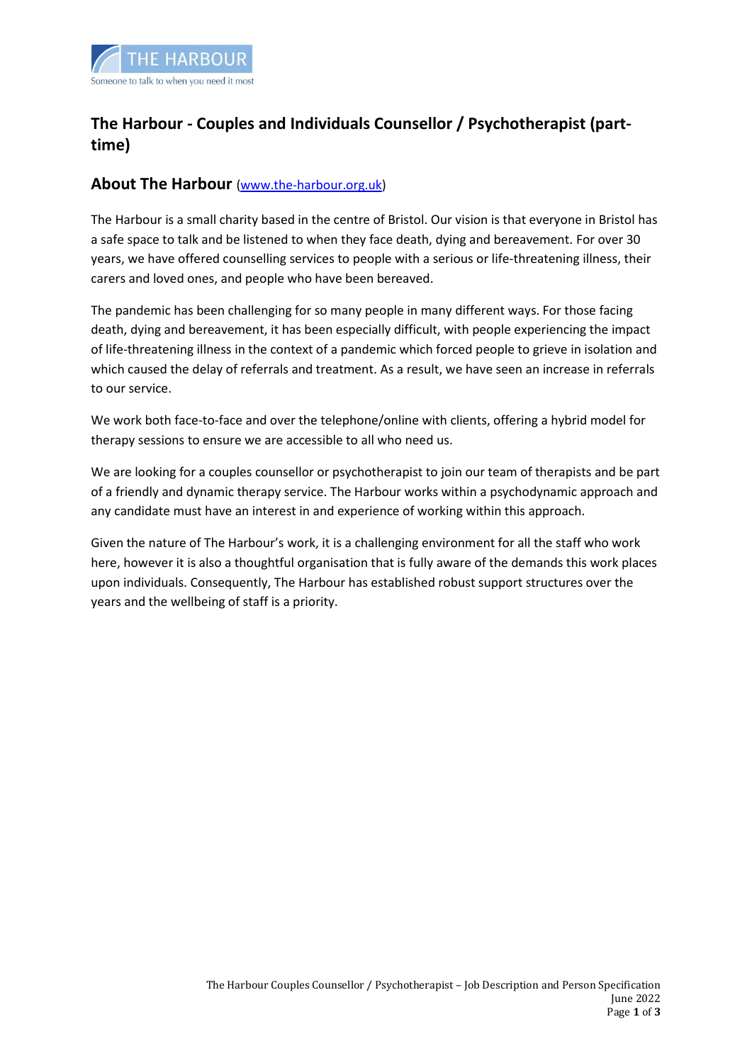THE HARBOUR

Someone to talk to when you need it most

# The Harbour - Couples and Individuals Counsellor / Psychotherapist (part-time)

## About The Harbour (www.the-harbour.org.uk)

The Harbour is a small charity based in the centre of Bristol. Our vision is that everyone in Bristol has a safe space to talk and be listened to when they face death, dying and bereavement. For over 30 years, we have offered counselling services to people with a serious or life-threatening illness, their carers and loved ones, and people who have been bereaved.

The pandemic has been challenging for so many people in many different ways. For those facing death, dying and bereavement, it has been especially difficult, with people experiencing the impact of life-threatening illness in the context of a pandemic which forced people to grieve in isolation and which caused the delay of referrals and treatment. As a result, we have seen an increase in referrals to our service.

We work both face-to-face and over the telephone/online with clients, offering a hybrid model for therapy sessions to ensure we are accessible to all who need us.

We are looking for a couples counsellor or psychotherapist to join our team of therapists and be part of a friendly and dynamic therapy service. The Harbour works within a psychodynamic approach and any candidate must have an interest in and experience of working within this approach.

Given the nature of The Harbour's work, it is a challenging environment for all the staff who work here, however it is also a thoughtful organisation that is fully aware of the demands this work places upon individuals. Consequently, The Harbour has established robust support structures over the years and the wellbeing of staff is a priority.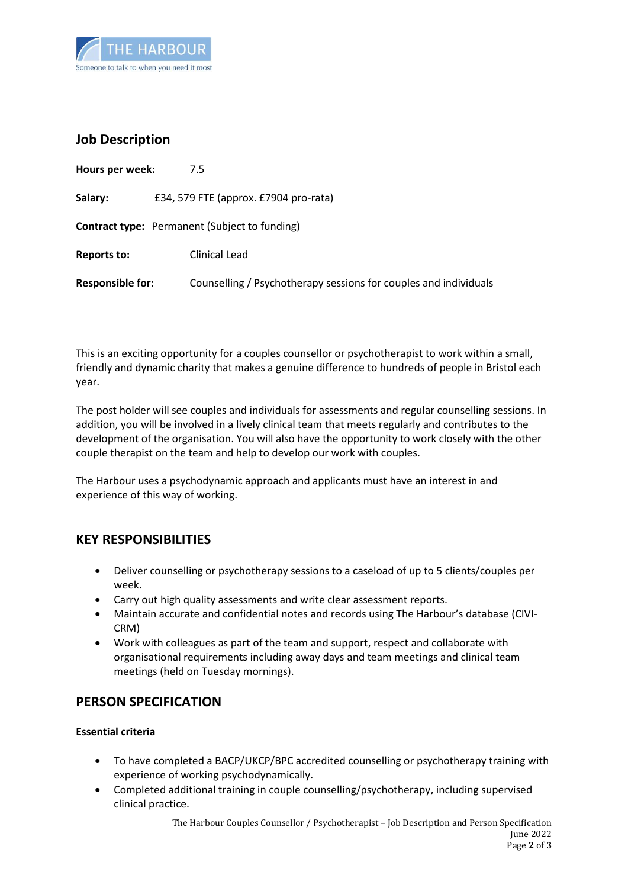THE HARBOUR

Someone to talk to when you need it most

## Job Description

**Hours per week:** 7.5

**Salary:** £34, 579 FTE (approx. £7904 pro-rata)

**Contract type:** Permanent (Subject to funding)

**Reports to:** Clinical Lead

**Responsible for:** Counselling / Psychotherapy sessions for couples and individuals

This is an exciting opportunity for a couples counsellor or psychotherapist to work within a small, friendly and dynamic charity that makes a genuine difference to hundreds of people in Bristol each year.

The post holder will see couples and individuals for assessments and regular counselling sessions. In addition, you will be involved in a lively clinical team that meets regularly and contributes to the development of the organisation. You will also have the opportunity to work closely with the other couple therapist on the team and help to develop our work with couples.

The Harbour uses a psychodynamic approach and applicants must have an interest in and experience of this way of working.

## KEY RESPONSIBILITIES

- Deliver counselling or psychotherapy sessions to a caseload of up to 5 clients/couples per week.
- Carry out high quality assessments and write clear assessment reports.
- Maintain accurate and confidential notes and records using The Harbour's database (CIVI-CRM)
- Work with colleagues as part of the team and support, respect and collaborate with organisational requirements including away days and team meetings and clinical team meetings (held on Tuesday mornings).

## PERSON SPECIFICATION

### Essential criteria

- To have completed a BACP/UKCP/BPC accredited counselling or psychotherapy training with experience of working psychodynamically.
- Completed additional training in couple counselling/psychotherapy, including supervised clinical practice.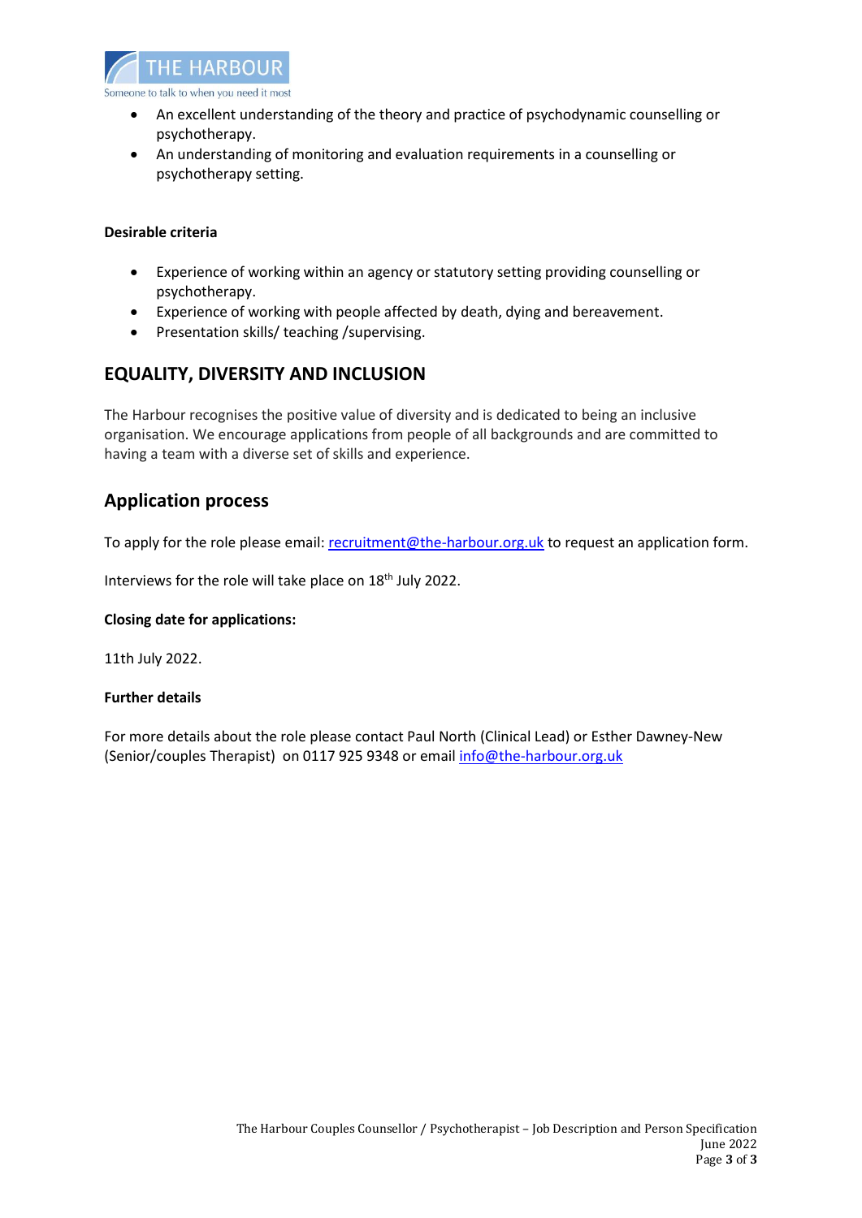- An excellent understanding of the theory and practice of psychodynamic counselling or psychotherapy.
- An understanding of monitoring and evaluation requirements in a counselling or psychotherapy setting.

**Desirable criteria**

- Experience of working within an agency or statutory setting providing counselling or psychotherapy.
- Experience of working with people affected by death, dying and bereavement.
- Presentation skills/ teaching /supervising.

## EQUALITY, DIVERSITY AND INCLUSION

The Harbour recognises the positive value of diversity and is dedicated to being an inclusive organisation. We encourage applications from people of all backgrounds and are committed to having a team with a diverse set of skills and experience.

## Application process

To apply for the role please email: recruitment@the-harbour.org.uk to request an application form.

Interviews for the role will take place on 18th July 2022.

**Closing date for applications:**

11th July 2022.

**Further details**

For more details about the role please contact Paul North (Clinical Lead) or Esther Dawney-New (Senior/couples Therapist) on 0117 925 9348 or email info@the-harbour.org.uk